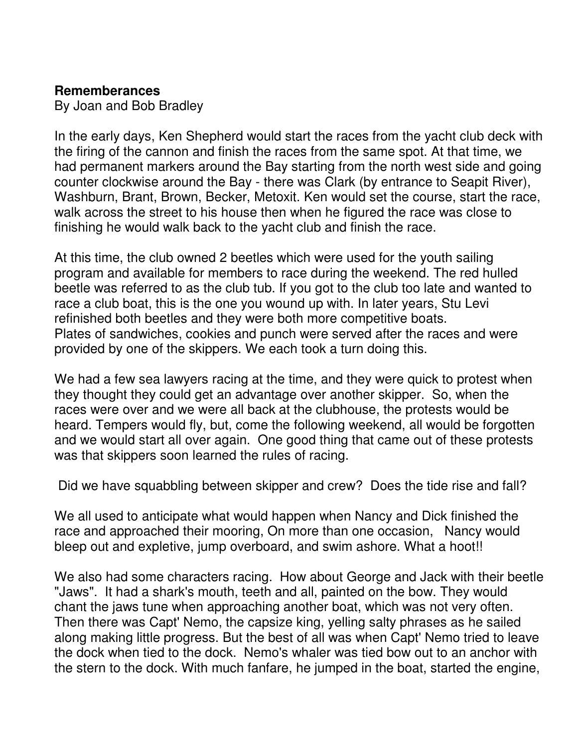**Rememberances**
By Joan and Bob Bradley

In the early days, Ken Shepherd would start the races from the yacht club deck with the firing of the cannon and finish the races from the same spot. At that time, we had permanent markers around the Bay starting from the north west side and going counter clockwise around the Bay - there was Clark (by entrance to Seapit River), Washburn, Brant, Brown, Becker, Metoxit. Ken would set the course, start the race, walk across the street to his house then when he figured the race was close to finishing he would walk back to the yacht club and finish the race.

At this time, the club owned 2 beetles which were used for the youth sailing program and available for members to race during the weekend. The red hulled beetle was referred to as the club tub. If you got to the club too late and wanted to race a club boat, this is the one you wound up with. In later years, Stu Levi refinished both beetles and they were both more competitive boats.
Plates of sandwiches, cookies and punch were served after the races and were provided by one of the skippers. We each took a turn doing this.

We had a few sea lawyers racing at the time, and they were quick to protest when they thought they could get an advantage over another skipper. So, when the races were over and we were all back at the clubhouse, the protests would be heard. Tempers would fly, but, come the following weekend, all would be forgotten and we would start all over again. One good thing that came out of these protests was that skippers soon learned the rules of racing.

Did we have squabbling between skipper and crew? Does the tide rise and fall?

We all used to anticipate what would happen when Nancy and Dick finished the race and approached their mooring, On more than one occasion, Nancy would bleep out and expletive, jump overboard, and swim ashore. What a hoot!!

We also had some characters racing. How about George and Jack with their beetle "Jaws". It had a shark's mouth, teeth and all, painted on the bow. They would chant the jaws tune when approaching another boat, which was not very often. Then there was Capt' Nemo, the capsize king, yelling salty phrases as he sailed along making little progress. But the best of all was when Capt' Nemo tried to leave the dock when tied to the dock. Nemo's whaler was tied bow out to an anchor with the stern to the dock. With much fanfare, he jumped in the boat, started the engine,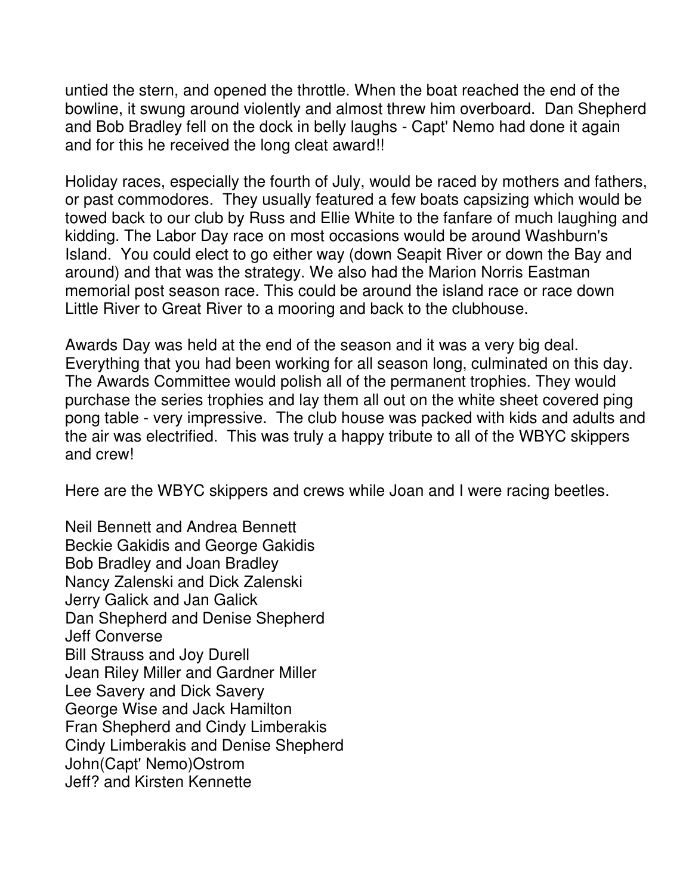untied the stern, and opened the throttle. When the boat reached the end of the bowline, it swung around violently and almost threw him overboard. Dan Shepherd and Bob Bradley fell on the dock in belly laughs - Capt' Nemo had done it again and for this he received the long cleat award!!

Holiday races, especially the fourth of July, would be raced by mothers and fathers, or past commodores. They usually featured a few boats capsizing which would be towed back to our club by Russ and Ellie White to the fanfare of much laughing and kidding. The Labor Day race on most occasions would be around Washburn's Island. You could elect to go either way (down Seapit River or down the Bay and around) and that was the strategy. We also had the Marion Norris Eastman memorial post season race. This could be around the island race or race down Little River to Great River to a mooring and back to the clubhouse.

Awards Day was held at the end of the season and it was a very big deal. Everything that you had been working for all season long, culminated on this day. The Awards Committee would polish all of the permanent trophies. They would purchase the series trophies and lay them all out on the white sheet covered ping pong table - very impressive. The club house was packed with kids and adults and the air was electrified. This was truly a happy tribute to all of the WBYC skippers and crew!

Here are the WBYC skippers and crews while Joan and I were racing beetles.

Neil Bennett and Andrea Bennett
Beckie Gakidis and George Gakidis
Bob Bradley and Joan Bradley
Nancy Zalenski and Dick Zalenski
Jerry Galick and Jan Galick
Dan Shepherd and Denise Shepherd
Jeff Converse
Bill Strauss and Joy Durell
Jean Riley Miller and Gardner Miller
Lee Savery and Dick Savery
George Wise and Jack Hamilton
Fran Shepherd and Cindy Limberakis
Cindy Limberakis and Denise Shepherd
John(Capt' Nemo)Ostrom
Jeff? and Kirsten Kennette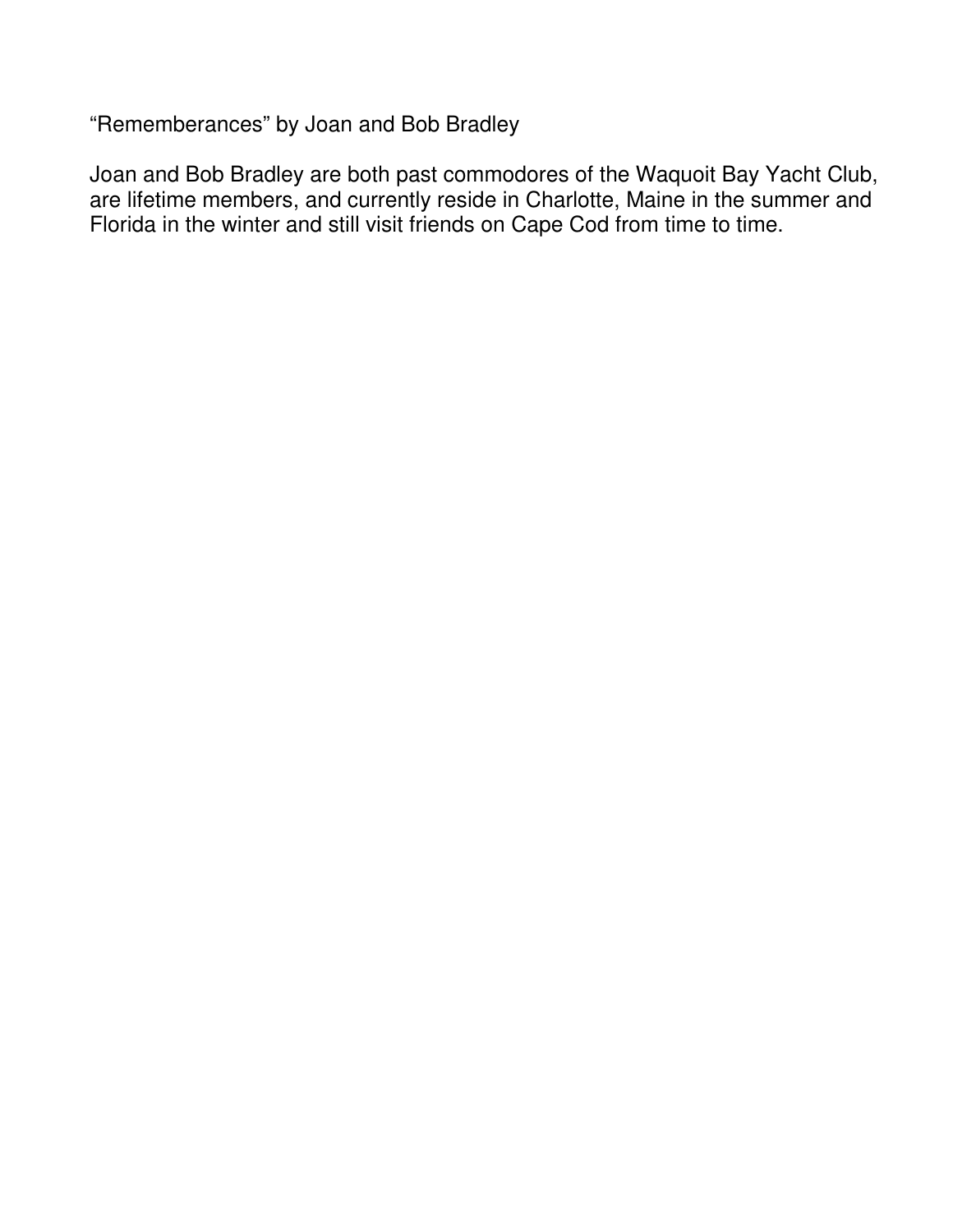“Rememberances” by Joan and Bob Bradley

Joan and Bob Bradley are both past commodores of the Waquoit Bay Yacht Club, are lifetime members, and currently reside in Charlotte, Maine in the summer and Florida in the winter and still visit friends on Cape Cod from time to time.